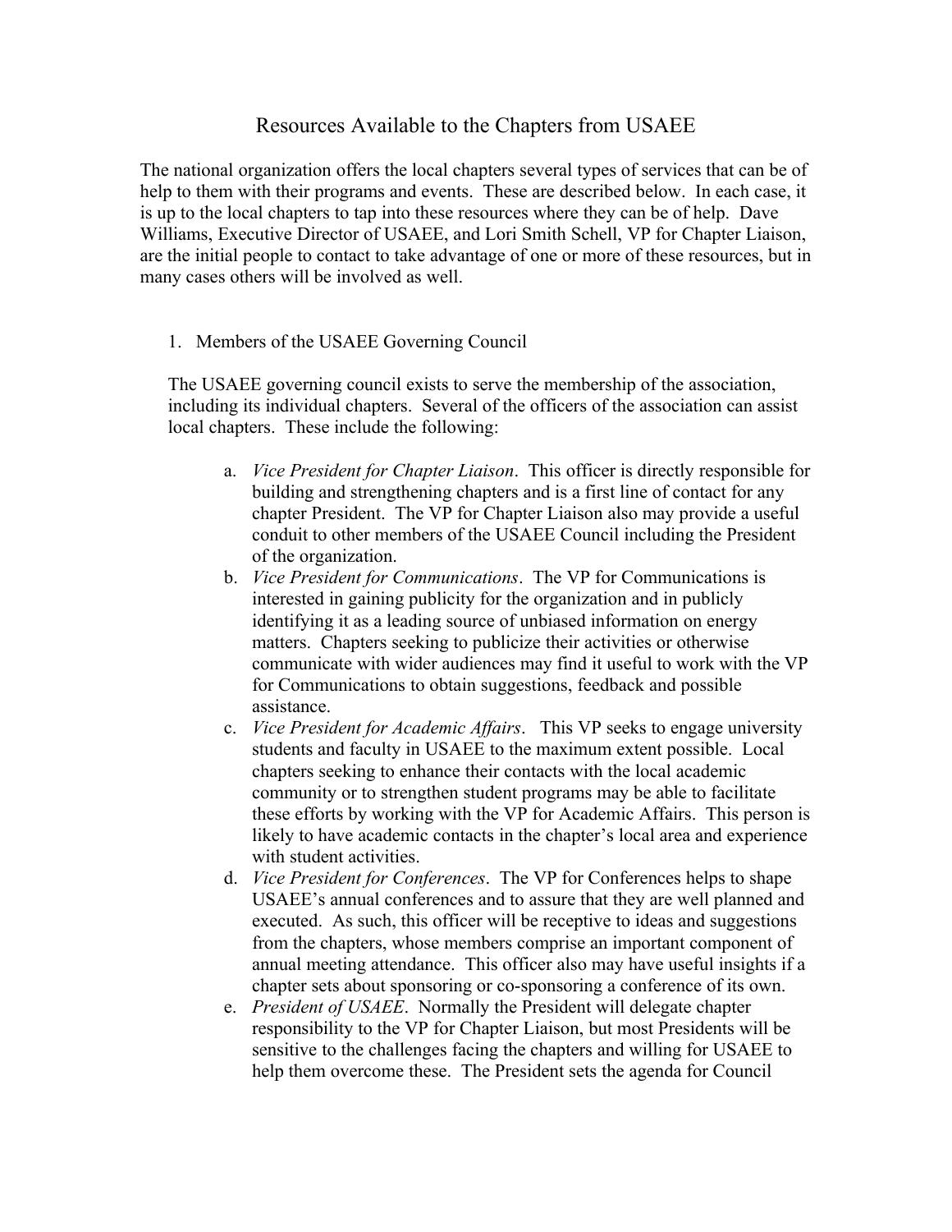# Resources Available to the Chapters from USAEE

The national organization offers the local chapters several types of services that can be of help to them with their programs and events. These are described below. In each case, it is up to the local chapters to tap into these resources where they can be of help. Dave Williams, Executive Director of USAEE, and Lori Smith Schell, VP for Chapter Liaison, are the initial people to contact to take advantage of one or more of these resources, but in many cases others will be involved as well.

1. Members of the USAEE Governing Council

   The USAEE governing council exists to serve the membership of the association, including its individual chapters. Several of the officers of the association can assist local chapters. These include the following:

   a. *Vice President for Chapter Liaison*. This officer is directly responsible for building and strengthening chapters and is a first line of contact for any chapter President. The VP for Chapter Liaison also may provide a useful conduit to other members of the USAEE Council including the President of the organization.
   b. *Vice President for Communications*. The VP for Communications is interested in gaining publicity for the organization and in publicly identifying it as a leading source of unbiased information on energy matters. Chapters seeking to publicize their activities or otherwise communicate with wider audiences may find it useful to work with the VP for Communications to obtain suggestions, feedback and possible assistance.
   c. *Vice President for Academic Affairs*. This VP seeks to engage university students and faculty in USAEE to the maximum extent possible. Local chapters seeking to enhance their contacts with the local academic community or to strengthen student programs may be able to facilitate these efforts by working with the VP for Academic Affairs. This person is likely to have academic contacts in the chapter's local area and experience with student activities.
   d. *Vice President for Conferences*. The VP for Conferences helps to shape USAEE's annual conferences and to assure that they are well planned and executed. As such, this officer will be receptive to ideas and suggestions from the chapters, whose members comprise an important component of annual meeting attendance. This officer also may have useful insights if a chapter sets about sponsoring or co-sponsoring a conference of its own.
   e. *President of USAEE*. Normally the President will delegate chapter responsibility to the VP for Chapter Liaison, but most Presidents will be sensitive to the challenges facing the chapters and willing for USAEE to help them overcome these. The President sets the agenda for Council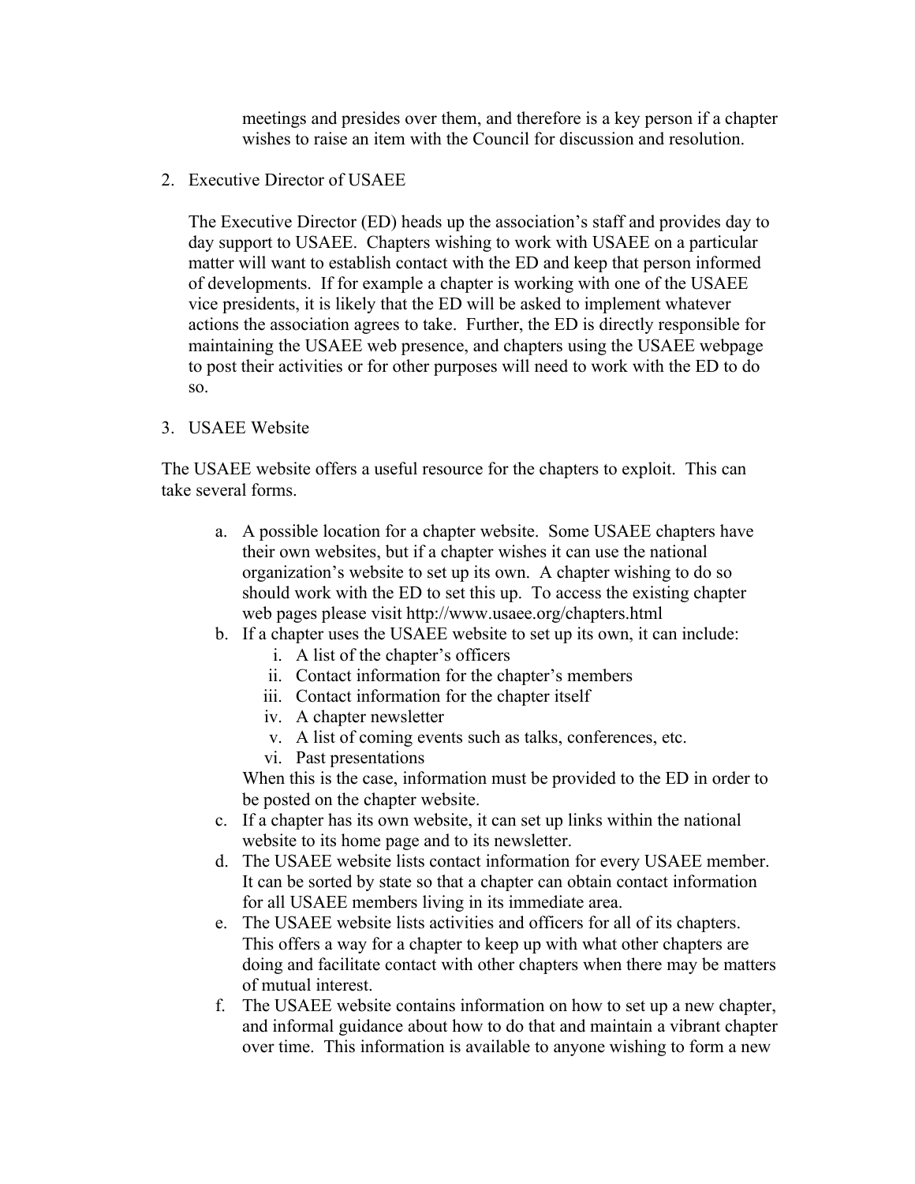meetings and presides over them, and therefore is a key person if a chapter wishes to raise an item with the Council for discussion and resolution.

2. Executive Director of USAEE

   The Executive Director (ED) heads up the association's staff and provides day to day support to USAEE. Chapters wishing to work with USAEE on a particular matter will want to establish contact with the ED and keep that person informed of developments. If for example a chapter is working with one of the USAEE vice presidents, it is likely that the ED will be asked to implement whatever actions the association agrees to take. Further, the ED is directly responsible for maintaining the USAEE web presence, and chapters using the USAEE webpage to post their activities or for other purposes will need to work with the ED to do so.

3. USAEE Website

The USAEE website offers a useful resource for the chapters to exploit. This can take several forms.

a. A possible location for a chapter website. Some USAEE chapters have their own websites, but if a chapter wishes it can use the national organization's website to set up its own. A chapter wishing to do so should work with the ED to set this up. To access the existing chapter web pages please visit http://www.usaee.org/chapters.html
b. If a chapter uses the USAEE website to set up its own, it can include:
   i. A list of the chapter's officers
   ii. Contact information for the chapter's members
   iii. Contact information for the chapter itself
   iv. A chapter newsletter
   v. A list of coming events such as talks, conferences, etc.
   vi. Past presentations

   When this is the case, information must be provided to the ED in order to be posted on the chapter website.
c. If a chapter has its own website, it can set up links within the national website to its home page and to its newsletter.
d. The USAEE website lists contact information for every USAEE member. It can be sorted by state so that a chapter can obtain contact information for all USAEE members living in its immediate area.
e. The USAEE website lists activities and officers for all of its chapters. This offers a way for a chapter to keep up with what other chapters are doing and facilitate contact with other chapters when there may be matters of mutual interest.
f. The USAEE website contains information on how to set up a new chapter, and informal guidance about how to do that and maintain a vibrant chapter over time. This information is available to anyone wishing to form a new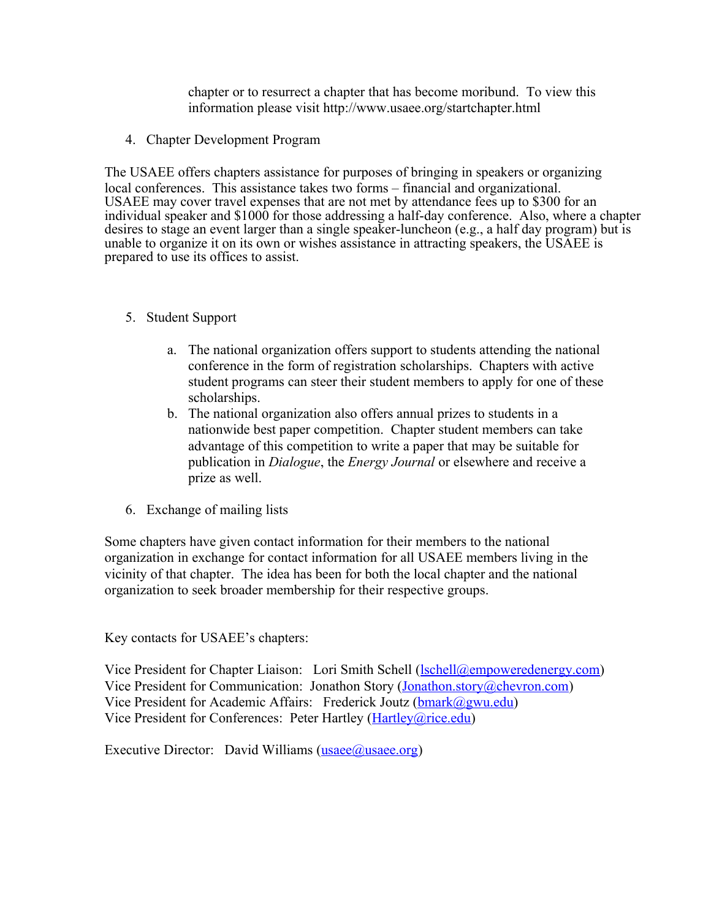chapter or to resurrect a chapter that has become moribund. To view this information please visit http://www.usaee.org/startchapter.html

4. Chapter Development Program

The USAEE offers chapters assistance for purposes of bringing in speakers or organizing local conferences. This assistance takes two forms – financial and organizational. USAEE may cover travel expenses that are not met by attendance fees up to $300 for an individual speaker and $1000 for those addressing a half-day conference. Also, where a chapter desires to stage an event larger than a single speaker-luncheon (e.g., a half day program) but is unable to organize it on its own or wishes assistance in attracting speakers, the USAEE is prepared to use its offices to assist.

5. Student Support

   a. The national organization offers support to students attending the national conference in the form of registration scholarships. Chapters with active student programs can steer their student members to apply for one of these scholarships.
   b. The national organization also offers annual prizes to students in a nationwide best paper competition. Chapter student members can take advantage of this competition to write a paper that may be suitable for publication in *Dialogue*, the *Energy Journal* or elsewhere and receive a prize as well.

6. Exchange of mailing lists

Some chapters have given contact information for their members to the national organization in exchange for contact information for all USAEE members living in the vicinity of that chapter. The idea has been for both the local chapter and the national organization to seek broader membership for their respective groups.

Key contacts for USAEE's chapters:

Vice President for Chapter Liaison: Lori Smith Schell (lschell@empoweredenergy.com)
Vice President for Communication: Jonathon Story (Jonathon.story@chevron.com)
Vice President for Academic Affairs: Frederick Joutz (bmark@gwu.edu)
Vice President for Conferences: Peter Hartley (Hartley@rice.edu)

Executive Director: David Williams (usaee@usaee.org)